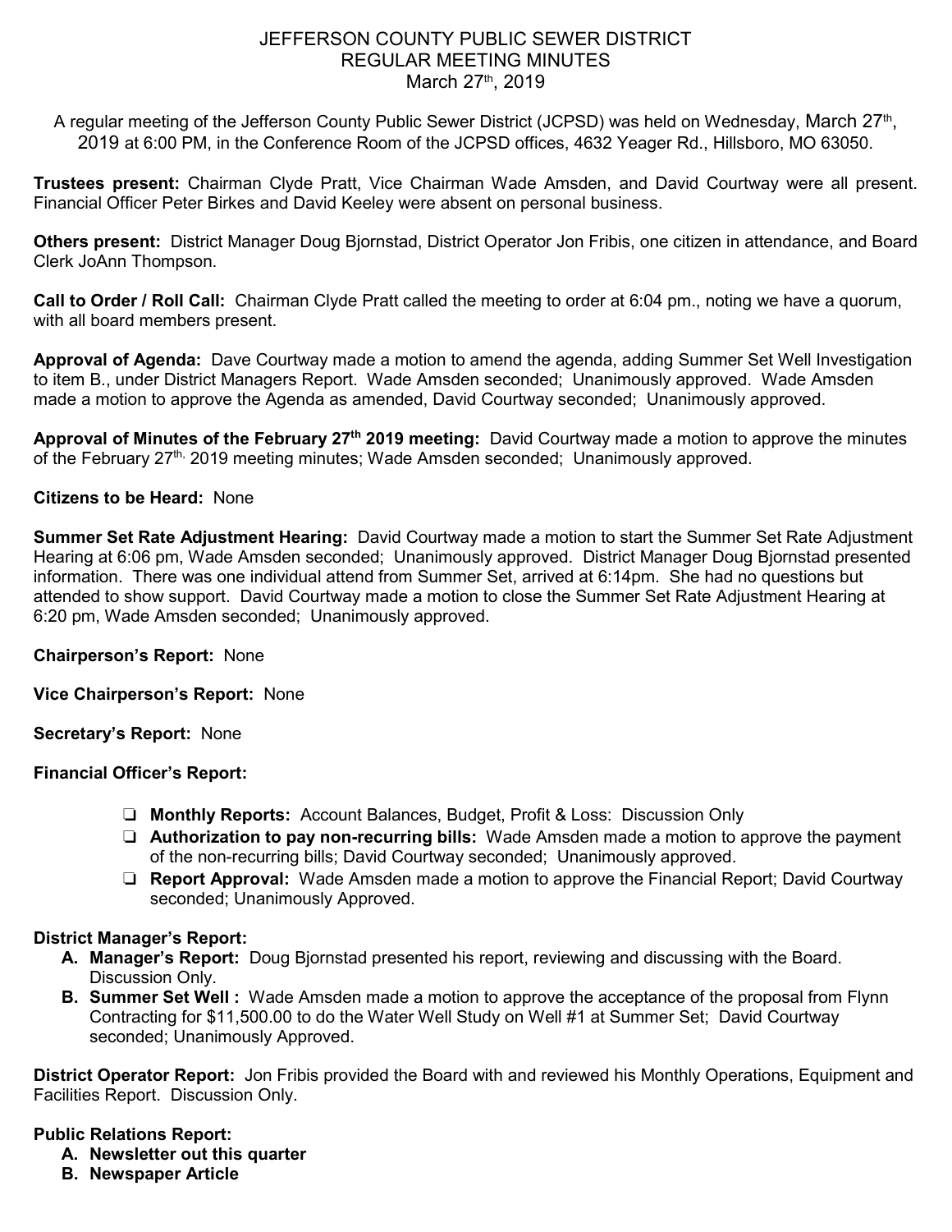# JEFFERSON COUNTY PUBLIC SEWER DISTRICT
## REGULAR MEETING MINUTES
### March 27th, 2019

A regular meeting of the Jefferson County Public Sewer District (JCPSD) was held on Wednesday, March 27th, 2019 at 6:00 PM, in the Conference Room of the JCPSD offices, 4632 Yeager Rd., Hillsboro, MO 63050.

**Trustees present:** Chairman Clyde Pratt, Vice Chairman Wade Amsden, and David Courtway were all present. Financial Officer Peter Birkes and David Keeley were absent on personal business.

**Others present:** District Manager Doug Bjornstad, District Operator Jon Fribis, one citizen in attendance, and Board Clerk JoAnn Thompson.

**Call to Order / Roll Call:** Chairman Clyde Pratt called the meeting to order at 6:04 pm., noting we have a quorum, with all board members present.

**Approval of Agenda:** Dave Courtway made a motion to amend the agenda, adding Summer Set Well Investigation to item B., under District Managers Report. Wade Amsden seconded; Unanimously approved. Wade Amsden made a motion to approve the Agenda as amended, David Courtway seconded; Unanimously approved.

**Approval of Minutes of the February 27th 2019 meeting:** David Courtway made a motion to approve the minutes of the February 27th, 2019 meeting minutes; Wade Amsden seconded; Unanimously approved.

**Citizens to be Heard:** None

**Summer Set Rate Adjustment Hearing:** David Courtway made a motion to start the Summer Set Rate Adjustment Hearing at 6:06 pm, Wade Amsden seconded; Unanimously approved. District Manager Doug Bjornstad presented information. There was one individual attend from Summer Set, arrived at 6:14pm. She had no questions but attended to show support. David Courtway made a motion to close the Summer Set Rate Adjustment Hearing at 6:20 pm, Wade Amsden seconded; Unanimously approved.

**Chairperson's Report:** None

**Vice Chairperson's Report:** None

**Secretary's Report:** None

**Financial Officer's Report:**

- **Monthly Reports:** Account Balances, Budget, Profit & Loss: Discussion Only
- **Authorization to pay non-recurring bills:** Wade Amsden made a motion to approve the payment of the non-recurring bills; David Courtway seconded; Unanimously approved.
- **Report Approval:** Wade Amsden made a motion to approve the Financial Report; David Courtway seconded; Unanimously Approved.

**District Manager's Report:**

A. **Manager's Report:** Doug Bjornstad presented his report, reviewing and discussing with the Board. Discussion Only.
B. **Summer Set Well :** Wade Amsden made a motion to approve the acceptance of the proposal from Flynn Contracting for $11,500.00 to do the Water Well Study on Well #1 at Summer Set; David Courtway seconded; Unanimously Approved.

**District Operator Report:** Jon Fribis provided the Board with and reviewed his Monthly Operations, Equipment and Facilities Report. Discussion Only.

**Public Relations Report:**

A. **Newsletter out this quarter**
B. **Newspaper Article**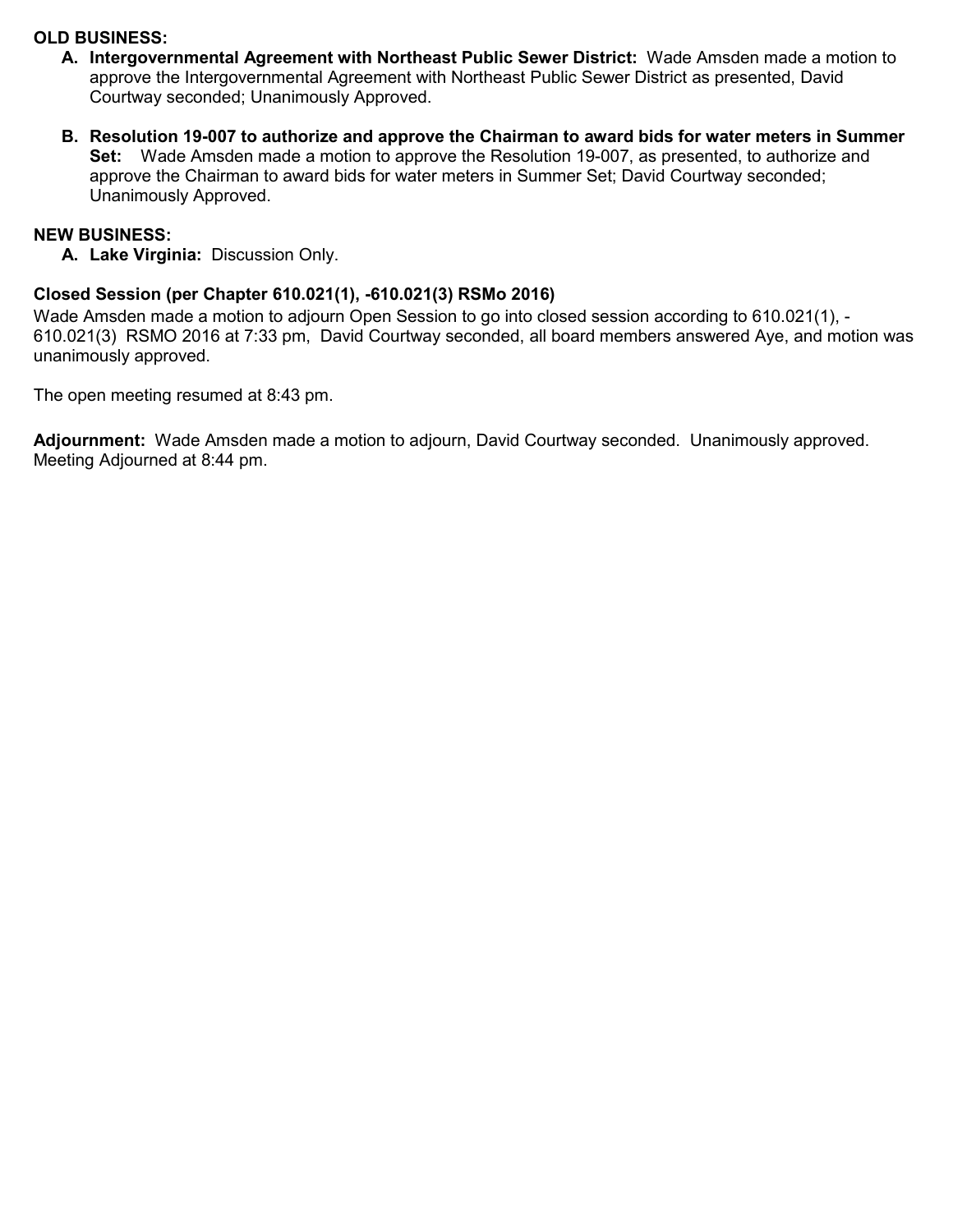**OLD BUSINESS:**

A. **Intergovernmental Agreement with Northeast Public Sewer District:** Wade Amsden made a motion to approve the Intergovernmental Agreement with Northeast Public Sewer District as presented, David Courtway seconded; Unanimously Approved.

B. **Resolution 19-007 to authorize and approve the Chairman to award bids for water meters in Summer Set:** Wade Amsden made a motion to approve the Resolution 19-007, as presented, to authorize and approve the Chairman to award bids for water meters in Summer Set; David Courtway seconded; Unanimously Approved.

**NEW BUSINESS:**

A. **Lake Virginia:** Discussion Only.

**Closed Session (per Chapter 610.021(1), -610.021(3) RSMo 2016)**

Wade Amsden made a motion to adjourn Open Session to go into closed session according to 610.021(1), -610.021(3) RSMO 2016 at 7:33 pm, David Courtway seconded, all board members answered Aye, and motion was unanimously approved.

The open meeting resumed at 8:43 pm.

**Adjournment:** Wade Amsden made a motion to adjourn, David Courtway seconded. Unanimously approved. Meeting Adjourned at 8:44 pm.